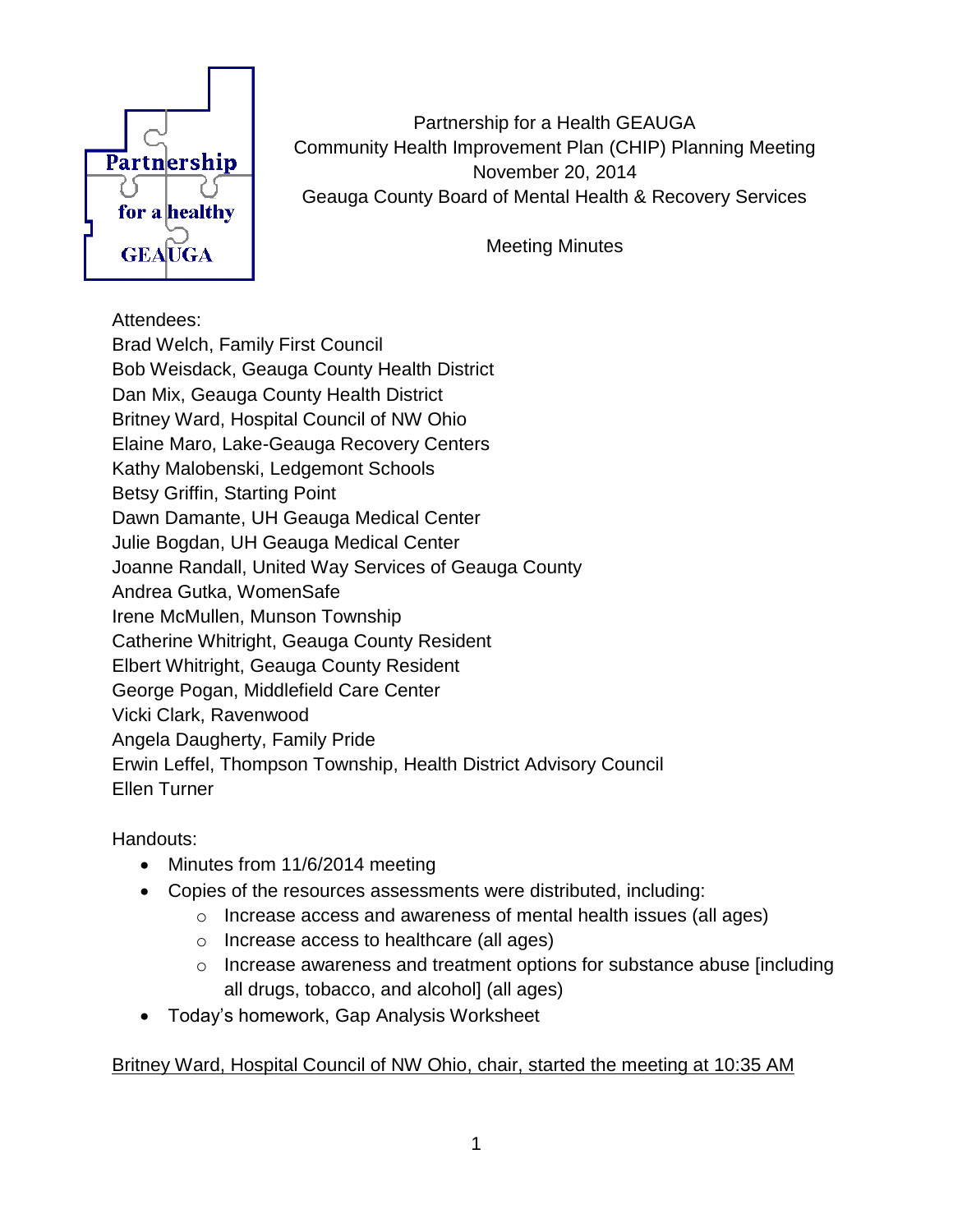Partnership for a Health GEAUGA
Community Health Improvement Plan (CHIP) Planning Meeting
November 20, 2014
Geauga County Board of Mental Health & Recovery Services

Meeting Minutes

Attendees:
Brad Welch, Family First Council
Bob Weisdack, Geauga County Health District
Dan Mix, Geauga County Health District
Britney Ward, Hospital Council of NW Ohio
Elaine Maro, Lake-Geauga Recovery Centers
Kathy Malobenski, Ledgemont Schools
Betsy Griffin, Starting Point
Dawn Damante, UH Geauga Medical Center
Julie Bogdan, UH Geauga Medical Center
Joanne Randall, United Way Services of Geauga County
Andrea Gutka, WomenSafe
Irene McMullen, Munson Township
Catherine Whitright, Geauga County Resident
Elbert Whitright, Geauga County Resident
George Pogan, Middlefield Care Center
Vicki Clark, Ravenwood
Angela Daugherty, Family Pride
Erwin Leffel, Thompson Township, Health District Advisory Council
Ellen Turner

Handouts:

- Minutes from 11/6/2014 meeting
- Copies of the resources assessments were distributed, including:
  - Increase access and awareness of mental health issues (all ages)
  - Increase access to healthcare (all ages)
  - Increase awareness and treatment options for substance abuse [including all drugs, tobacco, and alcohol] (all ages)
- Today's homework, Gap Analysis Worksheet

<u>Britney Ward, Hospital Council of NW Ohio, chair, started the meeting at 10:35 AM</u>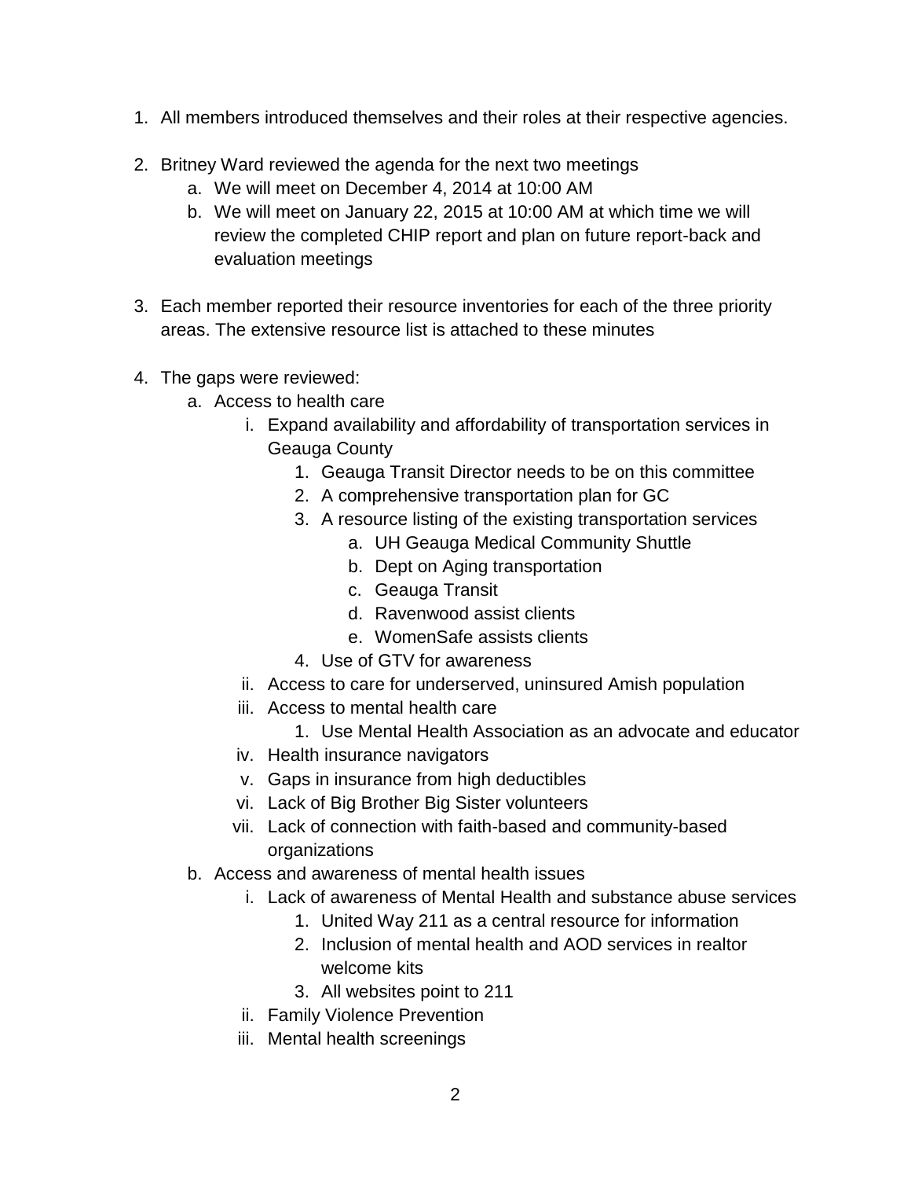1. All members introduced themselves and their roles at their respective agencies.

2. Britney Ward reviewed the agenda for the next two meetings
    a. We will meet on December 4, 2014 at 10:00 AM
    b. We will meet on January 22, 2015 at 10:00 AM at which time we will review the completed CHIP report and plan on future report-back and evaluation meetings

3. Each member reported their resource inventories for each of the three priority areas. The extensive resource list is attached to these minutes

4. The gaps were reviewed:
    a. Access to health care
        i. Expand availability and affordability of transportation services in Geauga County
            1. Geauga Transit Director needs to be on this committee
            2. A comprehensive transportation plan for GC
            3. A resource listing of the existing transportation services
                a. UH Geauga Medical Community Shuttle
                b. Dept on Aging transportation
                c. Geauga Transit
                d. Ravenwood assist clients
                e. WomenSafe assists clients
            4. Use of GTV for awareness
        ii. Access to care for underserved, uninsured Amish population
        iii. Access to mental health care
            1. Use Mental Health Association as an advocate and educator
        iv. Health insurance navigators
        v. Gaps in insurance from high deductibles
        vi. Lack of Big Brother Big Sister volunteers
        vii. Lack of connection with faith-based and community-based organizations
    b. Access and awareness of mental health issues
        i. Lack of awareness of Mental Health and substance abuse services
            1. United Way 211 as a central resource for information
            2. Inclusion of mental health and AOD services in realtor welcome kits
            3. All websites point to 211
        ii. Family Violence Prevention
        iii. Mental health screenings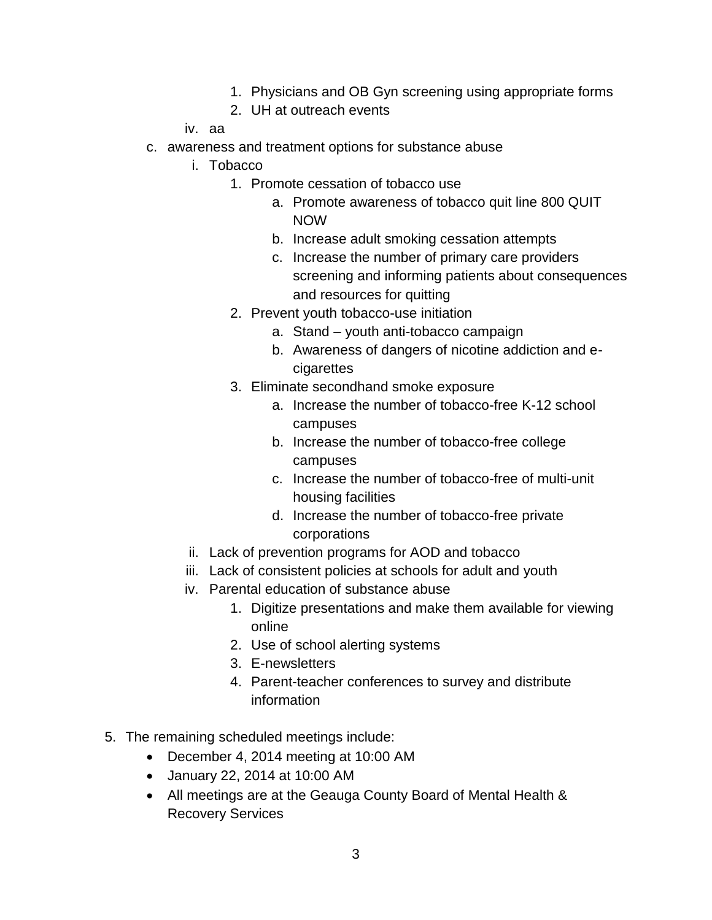1. Physicians and OB Gyn screening using appropriate forms
            2. UH at outreach events
        iv. aa
    c. awareness and treatment options for substance abuse
        i. Tobacco
            1. Promote cessation of tobacco use
                a. Promote awareness of tobacco quit line 800 QUIT NOW
                b. Increase adult smoking cessation attempts
                c. Increase the number of primary care providers screening and informing patients about consequences and resources for quitting
            2. Prevent youth tobacco-use initiation
                a. Stand – youth anti-tobacco campaign
                b. Awareness of dangers of nicotine addiction and e-cigarettes
            3. Eliminate secondhand smoke exposure
                a. Increase the number of tobacco-free K-12 school campuses
                b. Increase the number of tobacco-free college campuses
                c. Increase the number of tobacco-free of multi-unit housing facilities
                d. Increase the number of tobacco-free private corporations
        ii. Lack of prevention programs for AOD and tobacco
        iii. Lack of consistent policies at schools for adult and youth
        iv. Parental education of substance abuse
            1. Digitize presentations and make them available for viewing online
            2. Use of school alerting systems
            3. E-newsletters
            4. Parent-teacher conferences to survey and distribute information

5. The remaining scheduled meetings include:
    - December 4, 2014 meeting at 10:00 AM
    - January 22, 2014 at 10:00 AM
    - All meetings are at the Geauga County Board of Mental Health & Recovery Services